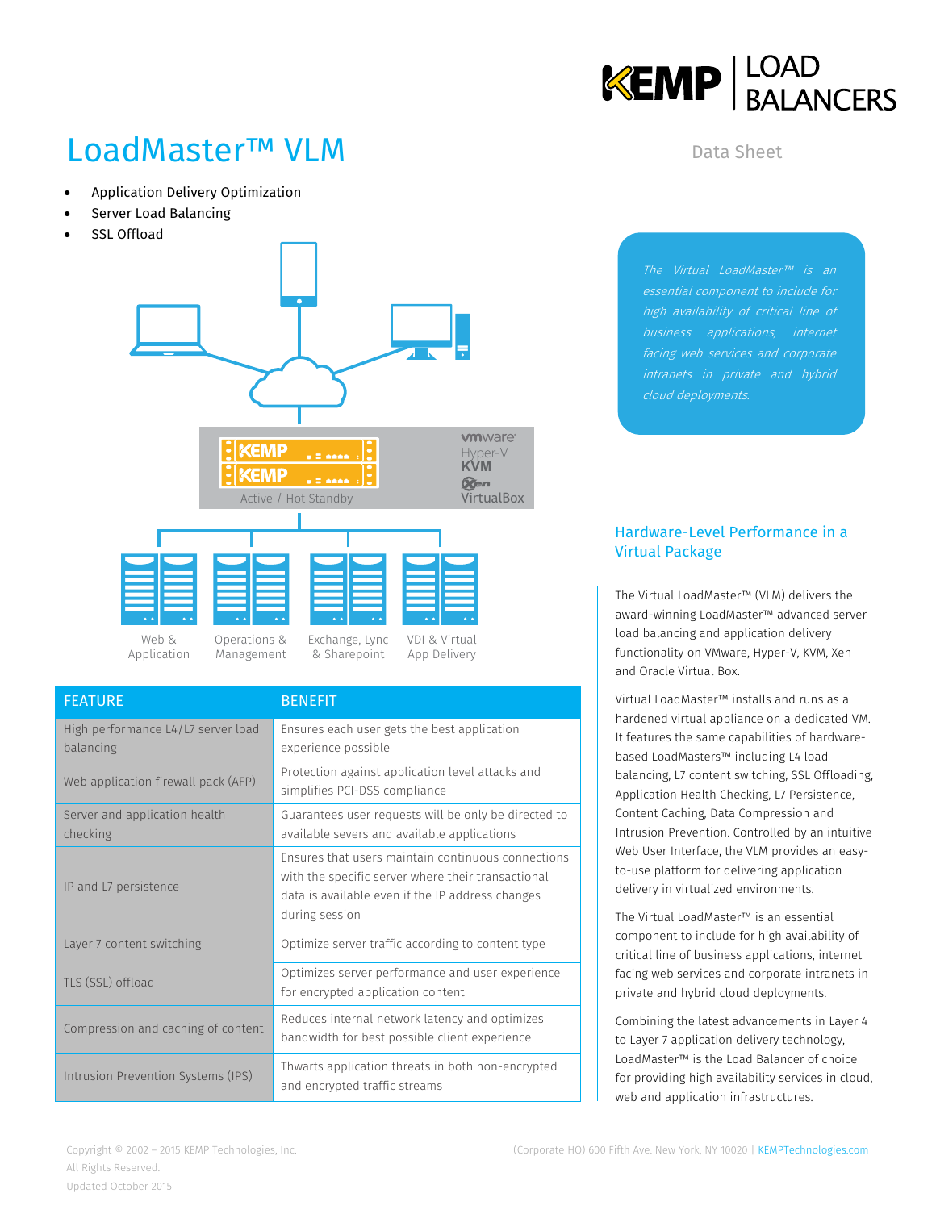# LoadMaster™ VLM

Data Sheet

- Application Delivery Optimization
- Server Load Balancing
- SSL Offload

*The Virtual LoadMaster™ is an essential component to include for high availability of critical line of business applications, internet facing web services and corporate intranets in private and hybrid cloud deployments.*

| FEATURE | BENEFIT |
| --- | --- |
| High performance L4/L7 server load balancing | Ensures each user gets the best application experience possible |
| Web application firewall pack (AFP) | Protection against application level attacks and simplifies PCI-DSS compliance |
| Server and application health checking | Guarantees user requests will be only be directed to available severs and available applications |
| IP and L7 persistence | Ensures that users maintain continuous connections with the specific server where their transactional data is available even if the IP address changes during session |
| Layer 7 content switching | Optimize server traffic according to content type |
| TLS (SSL) offload | Optimizes server performance and user experience for encrypted application content |
| Compression and caching of content | Reduces internal network latency and optimizes bandwidth for best possible client experience |
| Intrusion Prevention Systems (IPS) | Thwarts application threats in both non-encrypted and encrypted traffic streams |

## Hardware-Level Performance in a Virtual Package

The Virtual LoadMaster™ (VLM) delivers the award-winning LoadMaster™ advanced server load balancing and application delivery functionality on VMware, Hyper-V, KVM, Xen and Oracle Virtual Box.

Virtual LoadMaster™ installs and runs as a hardened virtual appliance on a dedicated VM. It features the same capabilities of hardware-based LoadMasters™ including L4 load balancing, L7 content switching, SSL Offloading, Application Health Checking, L7 Persistence, Content Caching, Data Compression and Intrusion Prevention. Controlled by an intuitive Web User Interface, the VLM provides an easy-to-use platform for delivering application delivery in virtualized environments.

The Virtual LoadMaster™ is an essential component to include for high availability of critical line of business applications, internet facing web services and corporate intranets in private and hybrid cloud deployments.

Combining the latest advancements in Layer 4 to Layer 7 application delivery technology, LoadMaster™ is the Load Balancer of choice for providing high availability services in cloud, web and application infrastructures.

Copyright © 2002 – 2015 KEMP Technologies, Inc.
All Rights Reserved.
Updated October 2015

(Corporate HQ) 600 Fifth Ave. New York, NY 10020 | KEMPTechnologies.com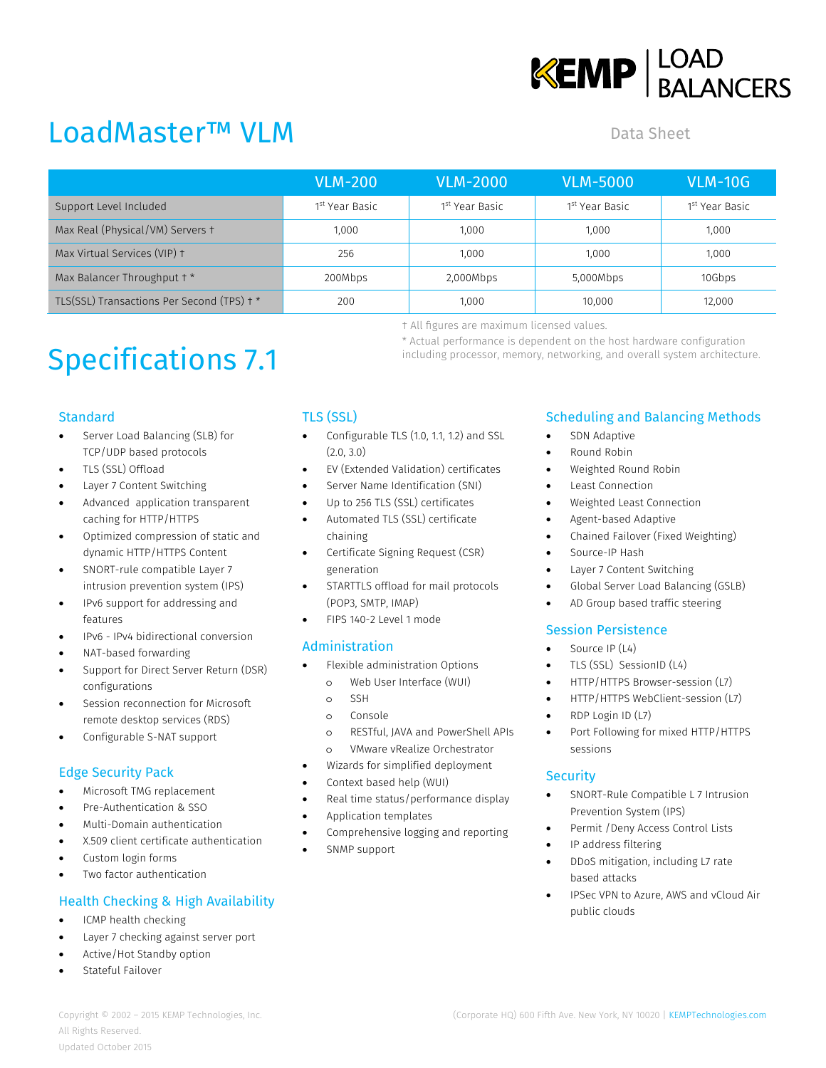# LoadMaster™ VLM

Data Sheet

| | VLM-200 | VLM-2000 | VLM-5000 | VLM-10G |
|---|---|---|---|---|
| Support Level Included | 1st Year Basic | 1st Year Basic | 1st Year Basic | 1st Year Basic |
| Max Real (Physical/VM) Servers † | 1,000 | 1,000 | 1,000 | 1,000 |
| Max Virtual Services (VIP) † | 256 | 1,000 | 1,000 | 1,000 |
| Max Balancer Throughput † * | 200Mbps | 2,000Mbps | 5,000Mbps | 10Gbps |
| TLS(SSL) Transactions Per Second (TPS) † * | 200 | 1,000 | 10,000 | 12,000 |

† All figures are maximum licensed values.

* Actual performance is dependent on the host hardware configuration including processor, memory, networking, and overall system architecture.

# Specifications 7.1

## Standard

- Server Load Balancing (SLB) for TCP/UDP based protocols
- TLS (SSL) Offload
- Layer 7 Content Switching
- Advanced application transparent caching for HTTP/HTTPS
- Optimized compression of static and dynamic HTTP/HTTPS Content
- SNORT-rule compatible Layer 7 intrusion prevention system (IPS)
- IPv6 support for addressing and features
- IPv6 - IPv4 bidirectional conversion
- NAT-based forwarding
- Support for Direct Server Return (DSR) configurations
- Session reconnection for Microsoft remote desktop services (RDS)
- Configurable S-NAT support

## Edge Security Pack

- Microsoft TMG replacement
- Pre-Authentication & SSO
- Multi-Domain authentication
- X.509 client certificate authentication
- Custom login forms
- Two factor authentication

## Health Checking & High Availability

- ICMP health checking
- Layer 7 checking against server port
- Active/Hot Standby option
- Stateful Failover

## TLS (SSL)

- Configurable TLS (1.0, 1.1, 1.2) and SSL (2.0, 3.0)
- EV (Extended Validation) certificates
- Server Name Identification (SNI)
- Up to 256 TLS (SSL) certificates
- Automated TLS (SSL) certificate chaining
- Certificate Signing Request (CSR) generation
- STARTTLS offload for mail protocols (POP3, SMTP, IMAP)
- FIPS 140-2 Level 1 mode

## Administration

- Flexible administration Options
  - Web User Interface (WUI)
  - SSH
  - Console
  - RESTful, JAVA and PowerShell APIs
  - VMware vRealize Orchestrator
- Wizards for simplified deployment
- Context based help (WUI)
- Real time status/performance display
- Application templates
- Comprehensive logging and reporting
- SNMP support

## Scheduling and Balancing Methods

- SDN Adaptive
- Round Robin
- Weighted Round Robin
- Least Connection
- Weighted Least Connection
- Agent-based Adaptive
- Chained Failover (Fixed Weighting)
- Source-IP Hash
- Layer 7 Content Switching
- Global Server Load Balancing (GSLB)
- AD Group based traffic steering

## Session Persistence

- Source IP (L4)
- TLS (SSL) SessionID (L4)
- HTTP/HTTPS Browser-session (L7)
- HTTP/HTTPS WebClient-session (L7)
- RDP Login ID (L7)
- Port Following for mixed HTTP/HTTPS sessions

## Security

- SNORT-Rule Compatible L 7 Intrusion Prevention System (IPS)
- Permit /Deny Access Control Lists
- IP address filtering
- DDoS mitigation, including L7 rate based attacks
- IPSec VPN to Azure, AWS and vCloud Air public clouds

Copyright © 2002 – 2015 KEMP Technologies, Inc. All Rights Reserved. Updated October 2015

(Corporate HQ) 600 Fifth Ave. New York, NY 10020 | KEMPTechnologies.com